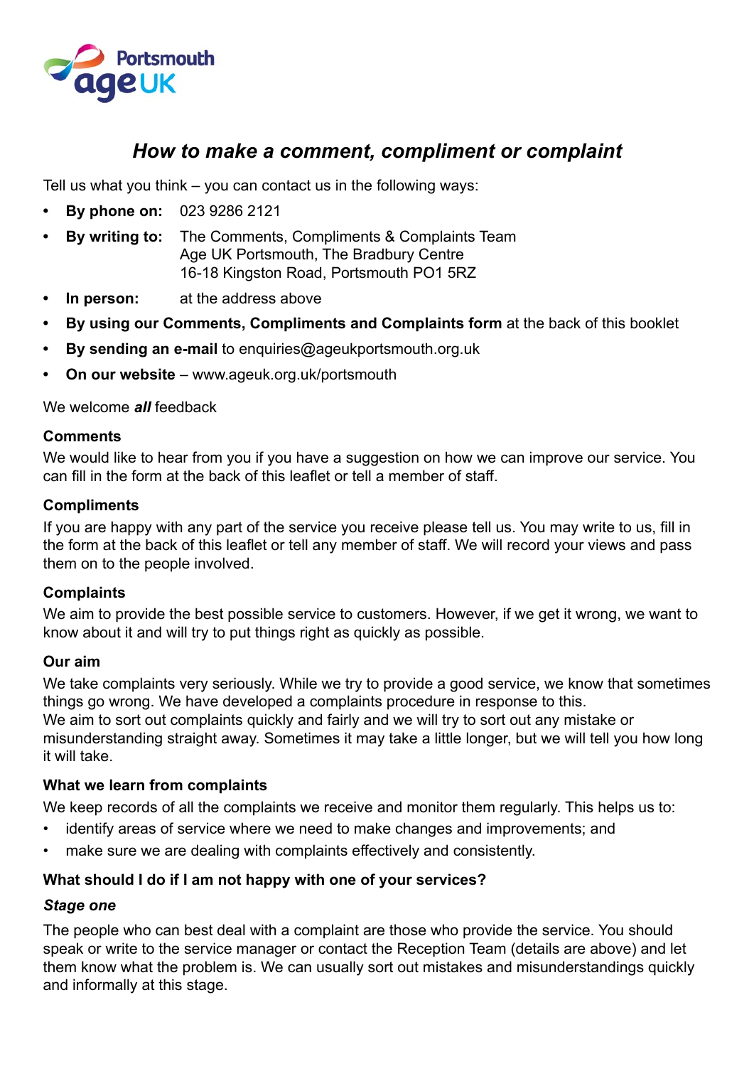Portsmouth age UK

# *How to make a comment, compliment or complaint*

Tell us what you think – you can contact us in the following ways:

- **By phone on:** 023 9286 2121
- **By writing to:** The Comments, Compliments & Complaints Team
  Age UK Portsmouth, The Bradbury Centre
  16-18 Kingston Road, Portsmouth PO1 5RZ
- **In person:** at the address above
- **By using our Comments, Compliments and Complaints form** at the back of this booklet
- **By sending an e-mail** to enquiries@ageukportsmouth.org.uk
- **On our website** – www.ageuk.org.uk/portsmouth

We welcome ***all*** feedback

### Comments

We would like to hear from you if you have a suggestion on how we can improve our service. You can fill in the form at the back of this leaflet or tell a member of staff.

### Compliments

If you are happy with any part of the service you receive please tell us. You may write to us, fill in the form at the back of this leaflet or tell any member of staff. We will record your views and pass them on to the people involved.

### Complaints

We aim to provide the best possible service to customers. However, if we get it wrong, we want to know about it and will try to put things right as quickly as possible.

### Our aim

We take complaints very seriously. While we try to provide a good service, we know that sometimes things go wrong. We have developed a complaints procedure in response to this.
We aim to sort out complaints quickly and fairly and we will try to sort out any mistake or misunderstanding straight away. Sometimes it may take a little longer, but we will tell you how long it will take.

### What we learn from complaints

We keep records of all the complaints we receive and monitor them regularly. This helps us to:

- identify areas of service where we need to make changes and improvements; and
- make sure we are dealing with complaints effectively and consistently.

### What should I do if I am not happy with one of your services?

#### *Stage one*

The people who can best deal with a complaint are those who provide the service. You should speak or write to the service manager or contact the Reception Team (details are above) and let them know what the problem is. We can usually sort out mistakes and misunderstandings quickly and informally at this stage.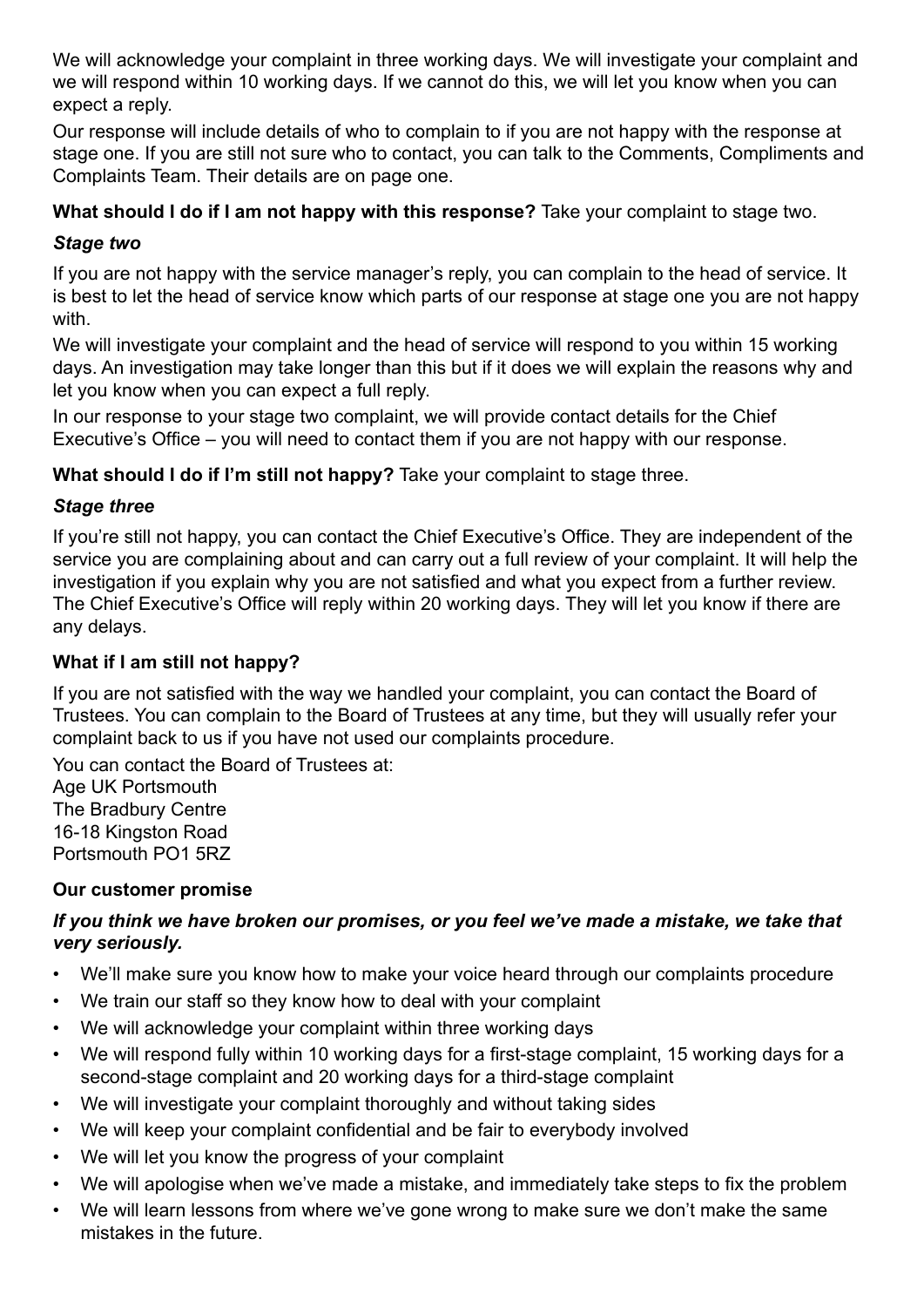We will acknowledge your complaint in three working days. We will investigate your complaint and we will respond within 10 working days. If we cannot do this, we will let you know when you can expect a reply.

Our response will include details of who to complain to if you are not happy with the response at stage one. If you are still not sure who to contact, you can talk to the Comments, Compliments and Complaints Team. Their details are on page one.

**What should I do if I am not happy with this response?** Take your complaint to stage two.

### *Stage two*

If you are not happy with the service manager's reply, you can complain to the head of service. It is best to let the head of service know which parts of our response at stage one you are not happy with.

We will investigate your complaint and the head of service will respond to you within 15 working days. An investigation may take longer than this but if it does we will explain the reasons why and let you know when you can expect a full reply.

In our response to your stage two complaint, we will provide contact details for the Chief Executive's Office – you will need to contact them if you are not happy with our response.

**What should I do if I'm still not happy?** Take your complaint to stage three.

### *Stage three*

If you're still not happy, you can contact the Chief Executive's Office. They are independent of the service you are complaining about and can carry out a full review of your complaint. It will help the investigation if you explain why you are not satisfied and what you expect from a further review. The Chief Executive's Office will reply within 20 working days. They will let you know if there are any delays.

### What if I am still not happy?

If you are not satisfied with the way we handled your complaint, you can contact the Board of Trustees. You can complain to the Board of Trustees at any time, but they will usually refer your complaint back to us if you have not used our complaints procedure.

You can contact the Board of Trustees at:
Age UK Portsmouth
The Bradbury Centre
16-18 Kingston Road
Portsmouth PO1 5RZ

### Our customer promise

***If you think we have broken our promises, or you feel we've made a mistake, we take that very seriously.***

- We'll make sure you know how to make your voice heard through our complaints procedure
- We train our staff so they know how to deal with your complaint
- We will acknowledge your complaint within three working days
- We will respond fully within 10 working days for a first-stage complaint, 15 working days for a second-stage complaint and 20 working days for a third-stage complaint
- We will investigate your complaint thoroughly and without taking sides
- We will keep your complaint confidential and be fair to everybody involved
- We will let you know the progress of your complaint
- We will apologise when we've made a mistake, and immediately take steps to fix the problem
- We will learn lessons from where we've gone wrong to make sure we don't make the same mistakes in the future.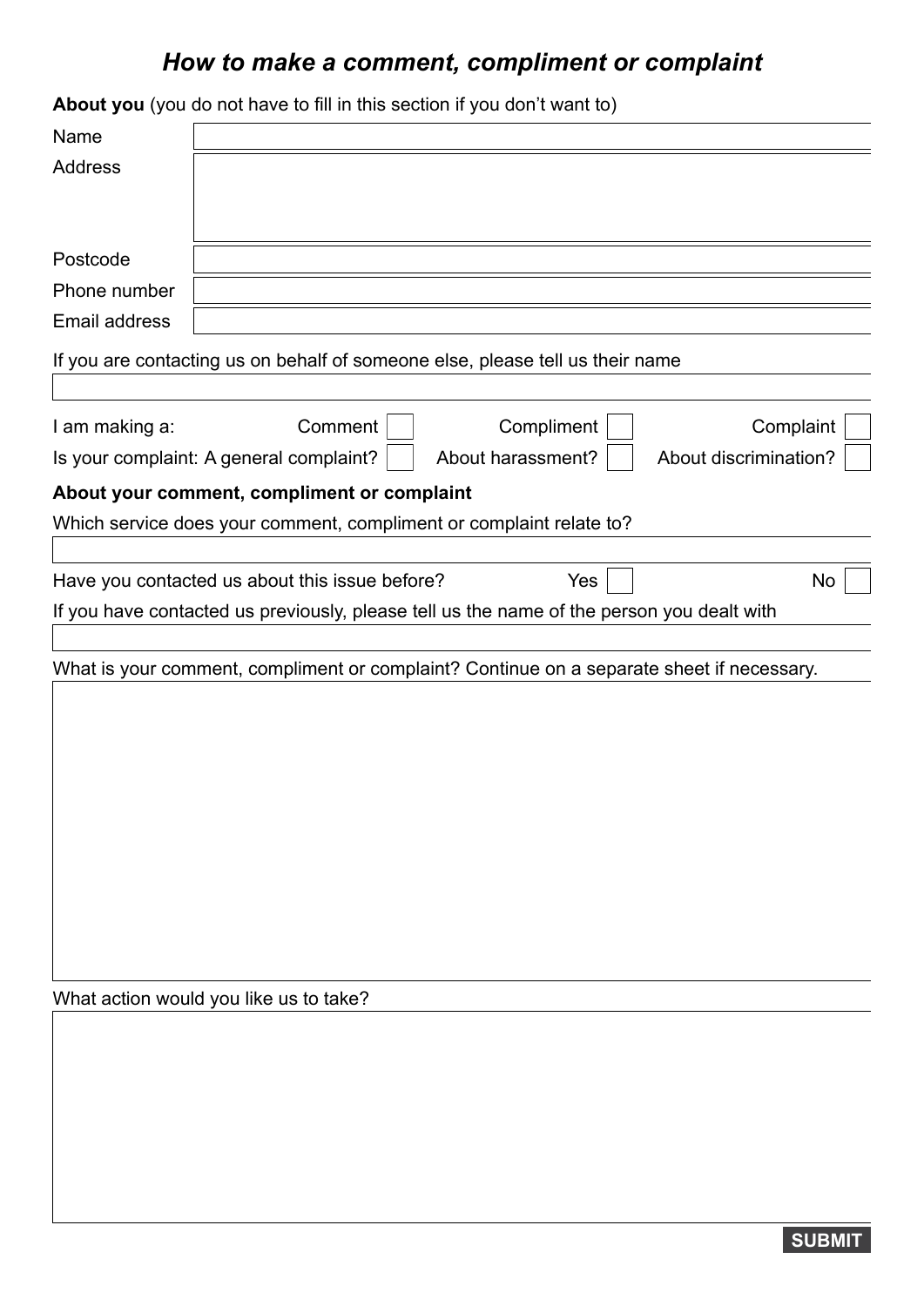# *How to make a comment, compliment or complaint*

**About you** (you do not have to fill in this section if you don't want to)

Name

Address

Postcode

Phone number

Email address

If you are contacting us on behalf of someone else, please tell us their name

I am making a: Comment ☐ Compliment ☐ Complaint ☐

Is your complaint: A general complaint? ☐ About harassment? ☐ About discrimination? ☐

**About your comment, compliment or complaint**

Which service does your comment, compliment or complaint relate to?

Have you contacted us about this issue before? Yes ☐ No ☐

If you have contacted us previously, please tell us the name of the person you dealt with

What is your comment, compliment or complaint? Continue on a separate sheet if necessary.

What action would you like us to take?

**SUBMIT**